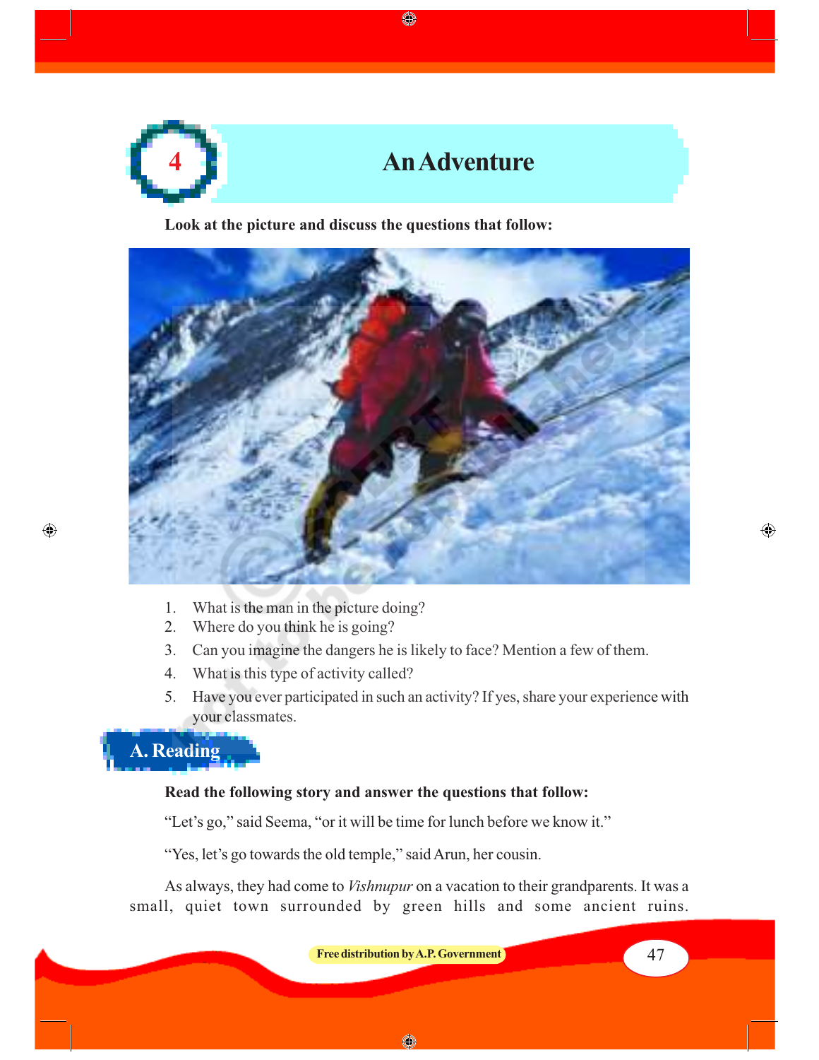# 4 An Adventure

**Look at the picture and discuss the questions that follow:**

1. What is the man in the picture doing?
2. Where do you think he is going?
3. Can you imagine the dangers he is likely to face? Mention a few of them.
4. What is this type of activity called?
5. Have you ever participated in such an activity? If yes, share your experience with your classmates.

## A. Reading

**Read the following story and answer the questions that follow:**

"Let's go," said Seema, "or it will be time for lunch before we know it."

"Yes, let's go towards the old temple," said Arun, her cousin.

As always, they had come to *Vishnupur* on a vacation to their grandparents. It was a small, quiet town surrounded by green hills and some ancient ruins.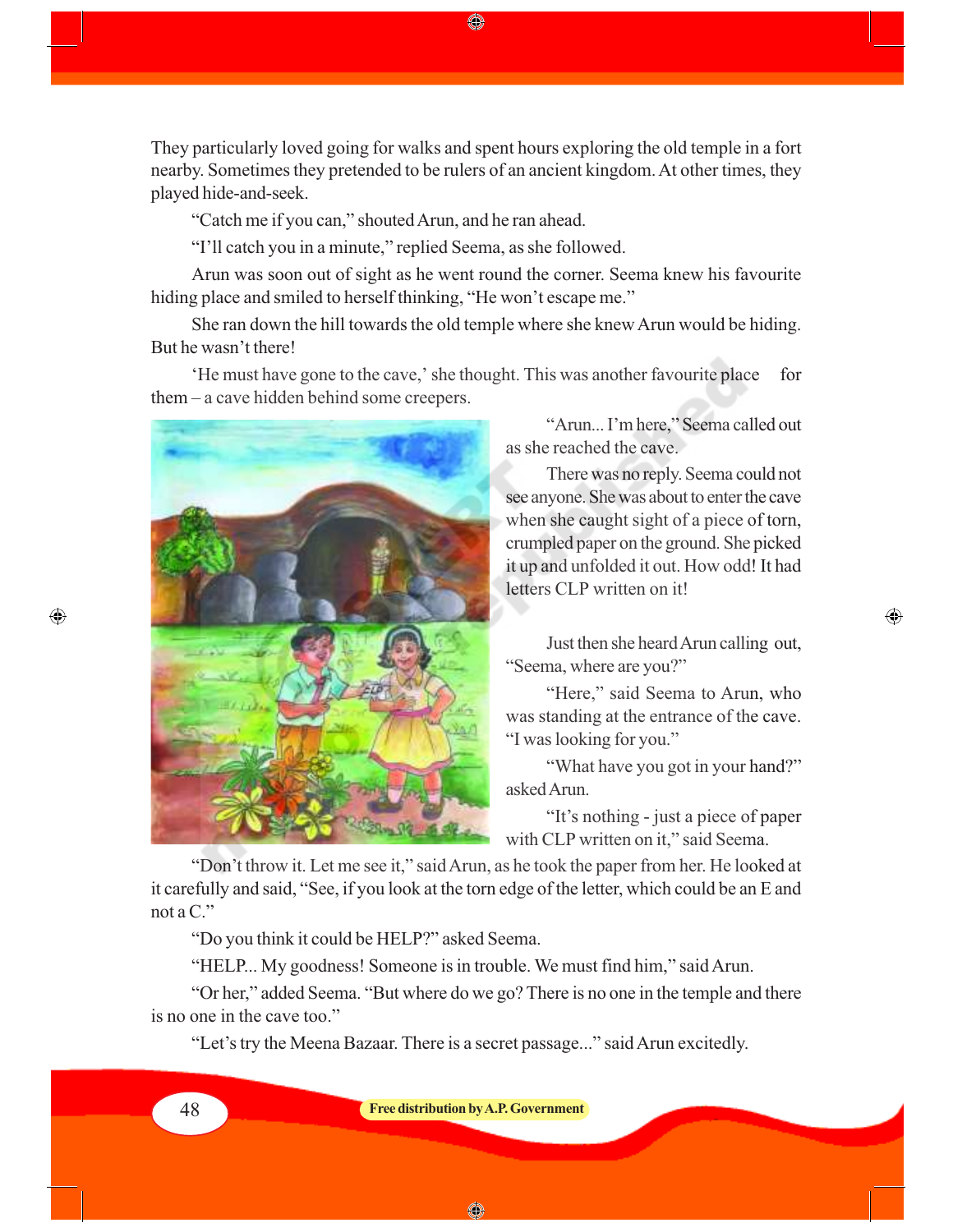They particularly loved going for walks and spent hours exploring the old temple in a fort nearby. Sometimes they pretended to be rulers of an ancient kingdom. At other times, they played hide-and-seek.

"Catch me if you can," shouted Arun, and he ran ahead.

"I'll catch you in a minute," replied Seema, as she followed.

Arun was soon out of sight as he went round the corner. Seema knew his favourite hiding place and smiled to herself thinking, "He won't escape me."

She ran down the hill towards the old temple where she knew Arun would be hiding. But he wasn't there!

'He must have gone to the cave,' she thought. This was another favourite place for them – a cave hidden behind some creepers.

"Arun... I'm here," Seema called out as she reached the cave.

There was no reply. Seema could not see anyone. She was about to enter the cave when she caught sight of a piece of torn, crumpled paper on the ground. She picked it up and unfolded it out. How odd! It had letters CLP written on it!

Just then she heard Arun calling out, "Seema, where are you?"

"Here," said Seema to Arun, who was standing at the entrance of the cave. "I was looking for you."

"What have you got in your hand?" asked Arun.

"It's nothing - just a piece of paper with CLP written on it," said Seema.

"Don't throw it. Let me see it," said Arun, as he took the paper from her. He looked at it carefully and said, "See, if you look at the torn edge of the letter, which could be an E and not a C."

"Do you think it could be HELP?" asked Seema.

"HELP... My goodness! Someone is in trouble. We must find him," said Arun.

"Or her," added Seema. "But where do we go? There is no one in the temple and there is no one in the cave too."

"Let's try the Meena Bazaar. There is a secret passage..." said Arun excitedly.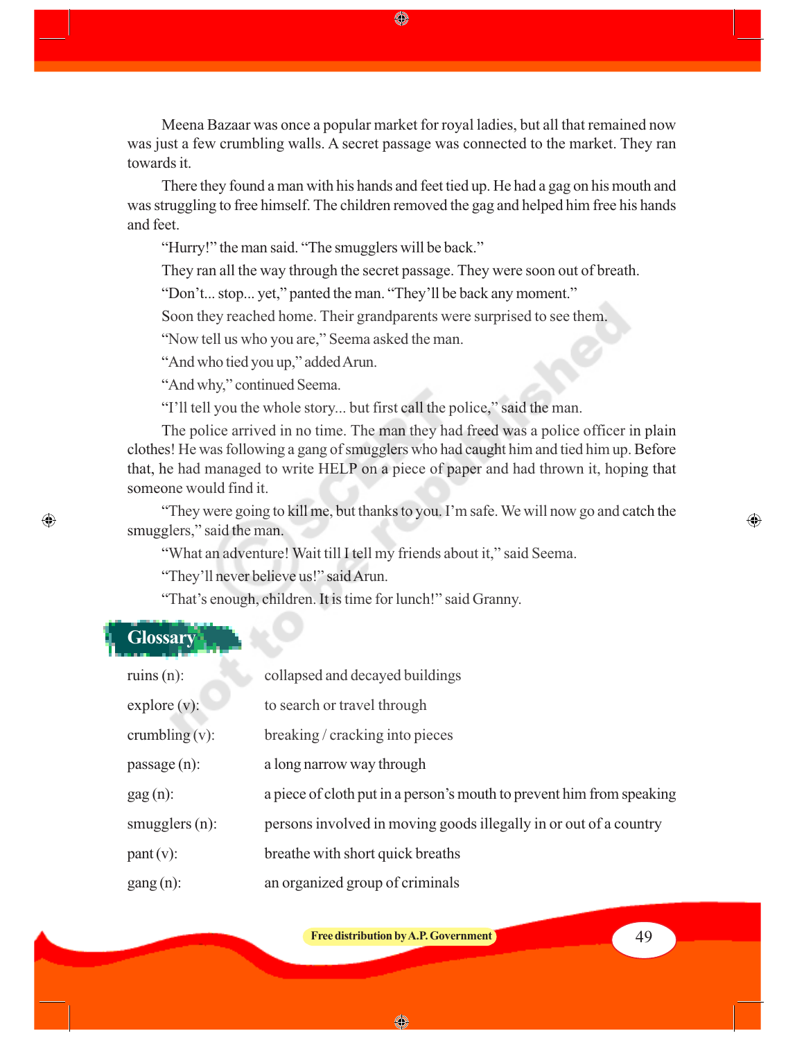Meena Bazaar was once a popular market for royal ladies, but all that remained now was just a few crumbling walls. A secret passage was connected to the market. They ran towards it.

There they found a man with his hands and feet tied up. He had a gag on his mouth and was struggling to free himself. The children removed the gag and helped him free his hands and feet.

"Hurry!" the man said. "The smugglers will be back."

They ran all the way through the secret passage. They were soon out of breath.

"Don't... stop... yet," panted the man. "They'll be back any moment."

Soon they reached home. Their grandparents were surprised to see them.

"Now tell us who you are," Seema asked the man.

"And who tied you up," added Arun.

"And why," continued Seema.

"I'll tell you the whole story... but first call the police," said the man.

The police arrived in no time. The man they had freed was a police officer in plain clothes! He was following a gang of smugglers who had caught him and tied him up. Before that, he had managed to write HELP on a piece of paper and had thrown it, hoping that someone would find it.

"They were going to kill me, but thanks to you. I'm safe. We will now go and catch the smugglers," said the man.

"What an adventure! Wait till I tell my friends about it," said Seema.

"They'll never believe us!" said Arun.

"That's enough, children. It is time for lunch!" said Granny.

## Glossary

| | |
|---|---|
| ruins (n): | collapsed and decayed buildings |
| explore (v): | to search or travel through |
| crumbling (v): | breaking / cracking into pieces |
| passage (n): | a long narrow way through |
| gag (n): | a piece of cloth put in a person's mouth to prevent him from speaking |
| smugglers (n): | persons involved in moving goods illegally in or out of a country |
| pant (v): | breathe with short quick breaths |
| gang (n): | an organized group of criminals |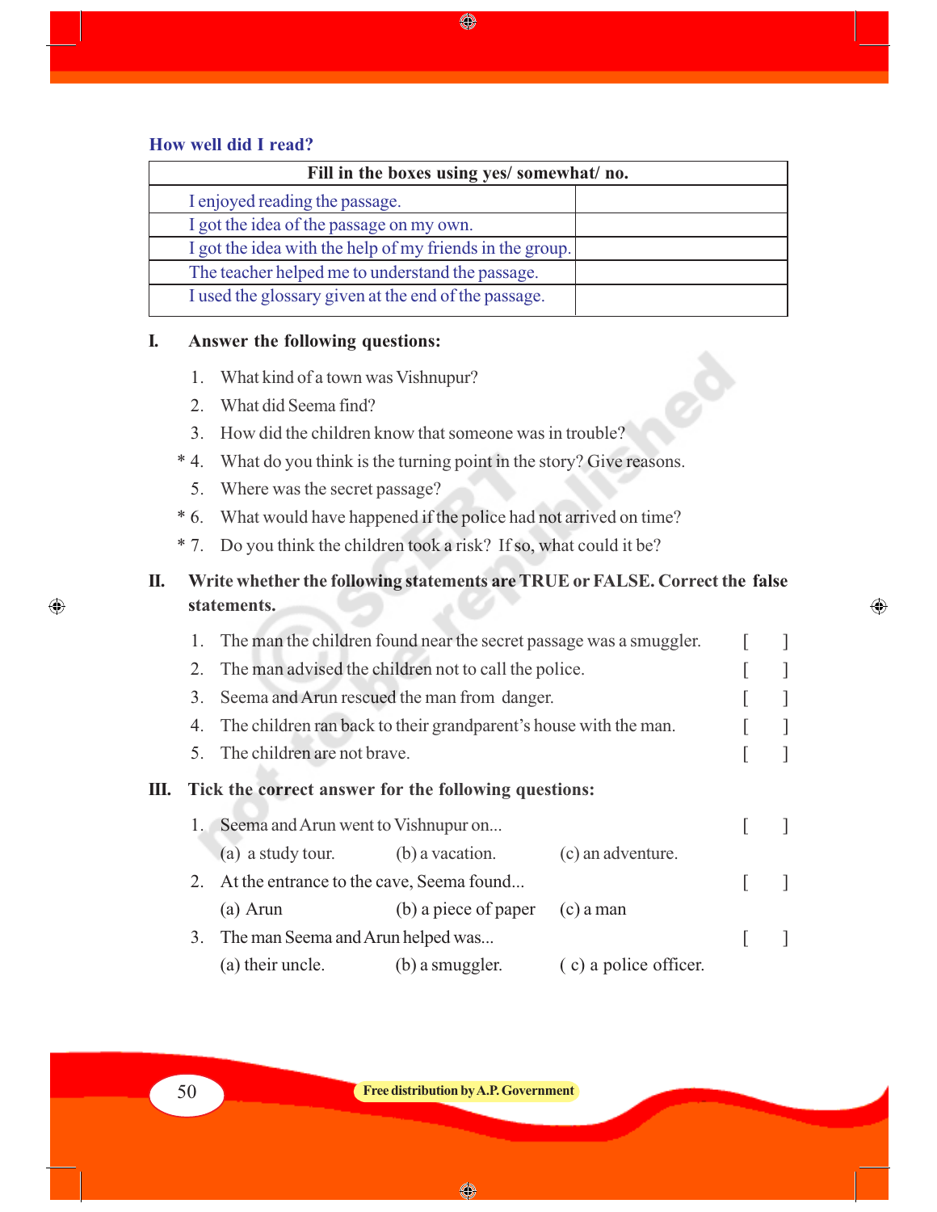### How well did I read?

| Fill in the boxes using yes/ somewhat/ no. | |
|---|---|
| I enjoyed reading the passage. | |
| I got the idea of the passage on my own. | |
| I got the idea with the help of my friends in the group. | |
| The teacher helped me to understand the passage. | |
| I used the glossary given at the end of the passage. | |

**I. Answer the following questions:**

1. What kind of a town was Vishnupur?
2. What did Seema find?
3. How did the children know that someone was in trouble?
*4. What do you think is the turning point in the story? Give reasons.
5. Where was the secret passage?
*6. What would have happened if the police had not arrived on time?
*7. Do you think the children took a risk? If so, what could it be?

**II. Write whether the following statements are TRUE or FALSE. Correct the false statements.**

1. The man the children found near the secret passage was a smuggler. [ ]
2. The man advised the children not to call the police. [ ]
3. Seema and Arun rescued the man from danger. [ ]
4. The children ran back to their grandparent's house with the man. [ ]
5. The children are not brave. [ ]

**III. Tick the correct answer for the following questions:**

1. Seema and Arun went to Vishnupur on... [ ]
   (a) a study tour. (b) a vacation. (c) an adventure.
2. At the entrance to the cave, Seema found... [ ]
   (a) Arun (b) a piece of paper (c) a man
3. The man Seema and Arun helped was... [ ]
   (a) their uncle. (b) a smuggler. ( c) a police officer.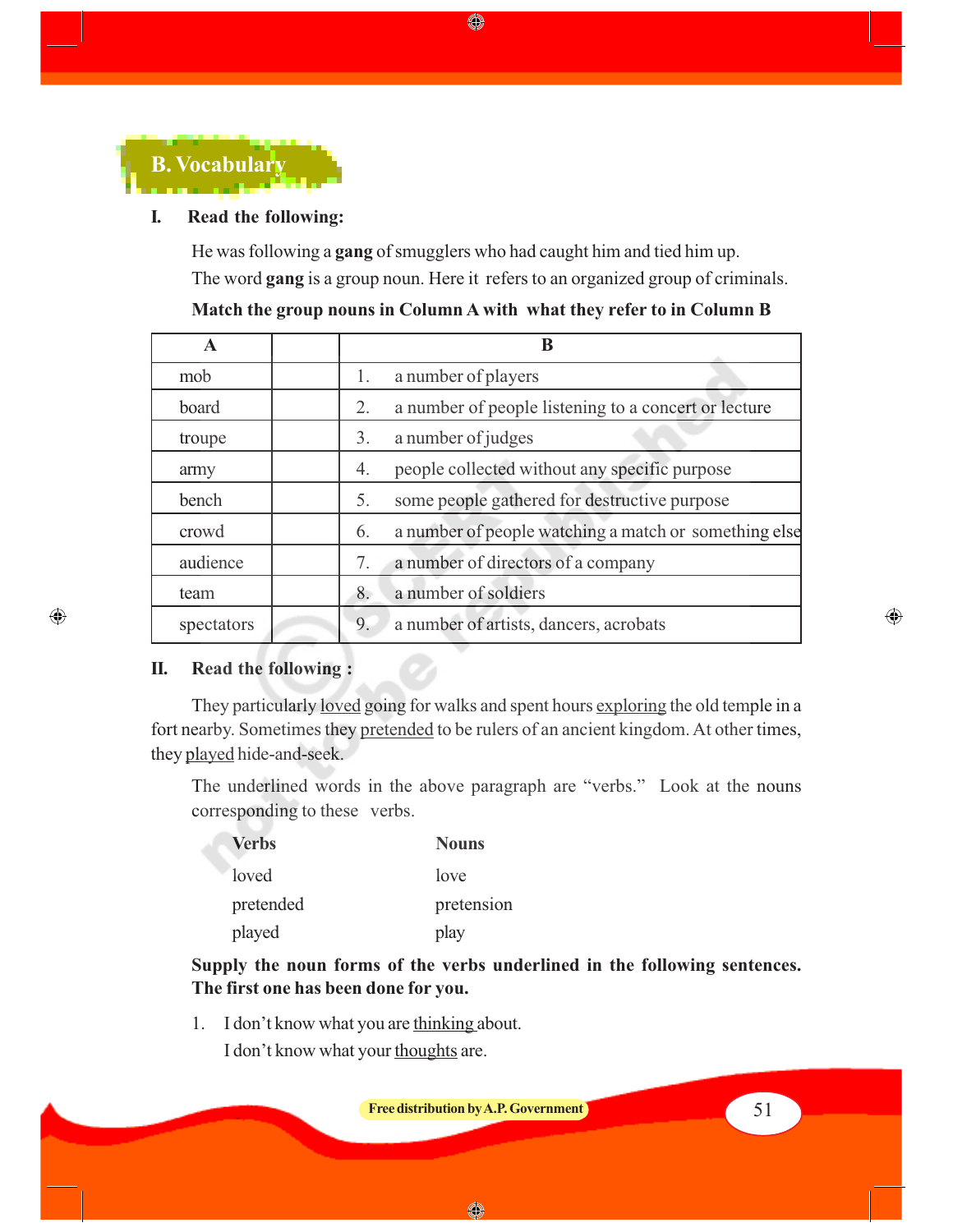## B. Vocabulary

**I. Read the following:**

He was following a **gang** of smugglers who had caught him and tied him up.

The word **gang** is a group noun. Here it refers to an organized group of criminals.

**Match the group nouns in Column A with what they refer to in Column B**

| A | | B |
|---|---|---|
| mob | | 1. a number of players |
| board | | 2. a number of people listening to a concert or lecture |
| troupe | | 3. a number of judges |
| army | | 4. people collected without any specific purpose |
| bench | | 5. some people gathered for destructive purpose |
| crowd | | 6. a number of people watching a match or something else |
| audience | | 7. a number of directors of a company |
| team | | 8. a number of soldiers |
| spectators | | 9. a number of artists, dancers, acrobats |

**II. Read the following :**

They particularly loved going for walks and spent hours exploring the old temple in a fort nearby. Sometimes they pretended to be rulers of an ancient kingdom. At other times, they played hide-and-seek.

The underlined words in the above paragraph are "verbs." Look at the nouns corresponding to these verbs.

| **Verbs** | **Nouns** |
|---|---|
| loved | love |
| pretended | pretension |
| played | play |

**Supply the noun forms of the verbs underlined in the following sentences. The first one has been done for you.**

1. I don't know what you are thinking about.
   I don't know what your thoughts are.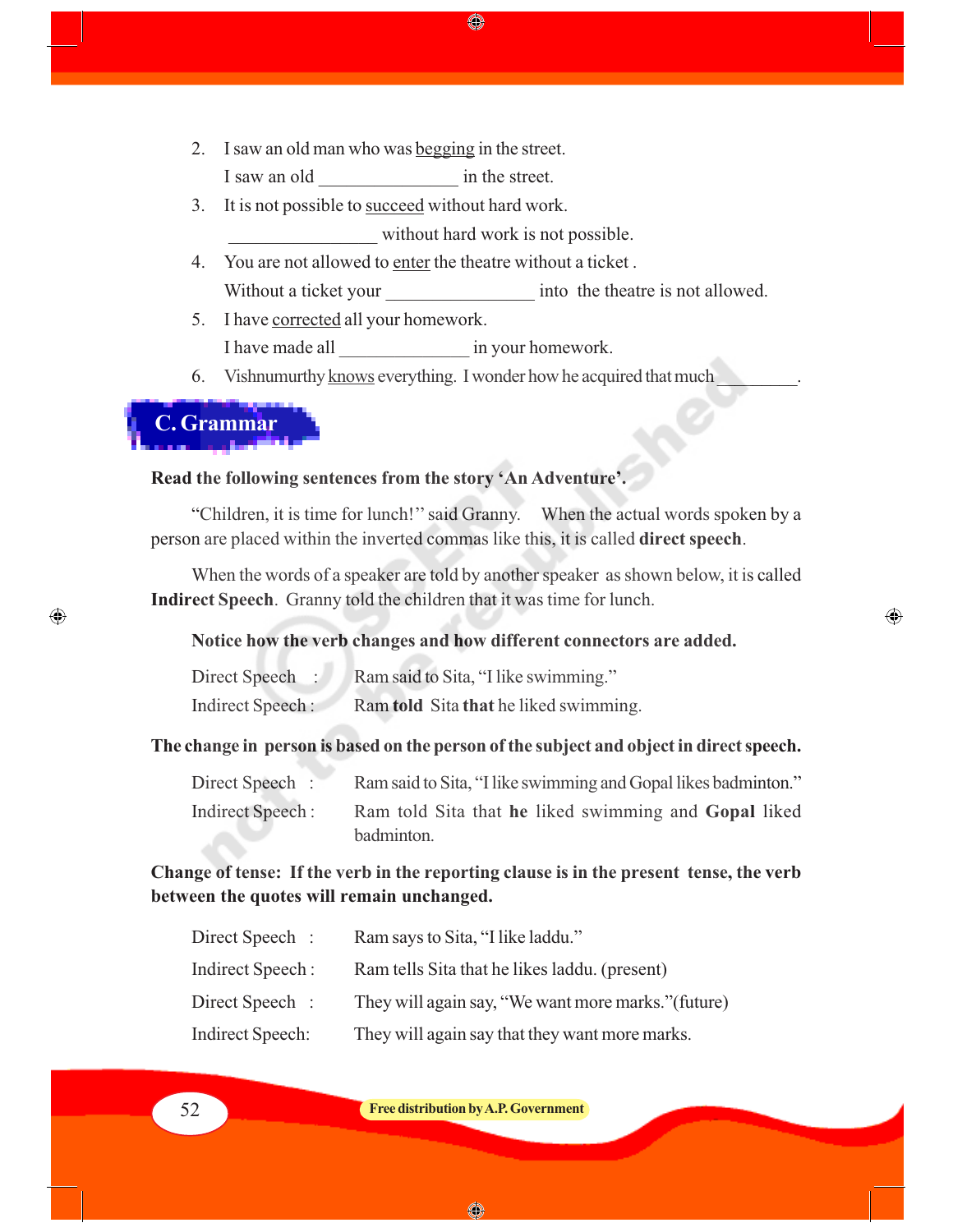2. I saw an old man who was <u>begging</u> in the street.
   I saw an old _______________ in the street.
3. It is not possible to <u>succeed</u> without hard work.
   _______________ without hard work is not possible.
4. You are not allowed to <u>enter</u> the theatre without a ticket .
   Without a ticket your _______________ into the theatre is not allowed.
5. I have <u>corrected</u> all your homework.
   I have made all _______________ in your homework.
6. Vishnumurthy <u>knows</u> everything. I wonder how he acquired that much_________.

## C. Grammar

**Read the following sentences from the story 'An Adventure'.**

"Children, it is time for lunch!" said Granny. When the actual words spoken by a person are placed within the inverted commas like this, it is called **direct speech**.

When the words of a speaker are told by another speaker as shown below, it is called **Indirect Speech**. Granny told the children that it was time for lunch.

**Notice how the verb changes and how different connectors are added.**

Direct Speech : Ram said to Sita, "I like swimming."
Indirect Speech : Ram **told** Sita **that** he liked swimming.

**The change in person is based on the person of the subject and object in direct speech.**

Direct Speech : Ram said to Sita, "I like swimming and Gopal likes badminton."
Indirect Speech : Ram told Sita that **he** liked swimming and **Gopal** liked badminton.

**Change of tense: If the verb in the reporting clause is in the present tense, the verb between the quotes will remain unchanged.**

Direct Speech : Ram says to Sita, "I like laddu."
Indirect Speech : Ram tells Sita that he likes laddu. (present)
Direct Speech : They will again say, "We want more marks."(future)
Indirect Speech: They will again say that they want more marks.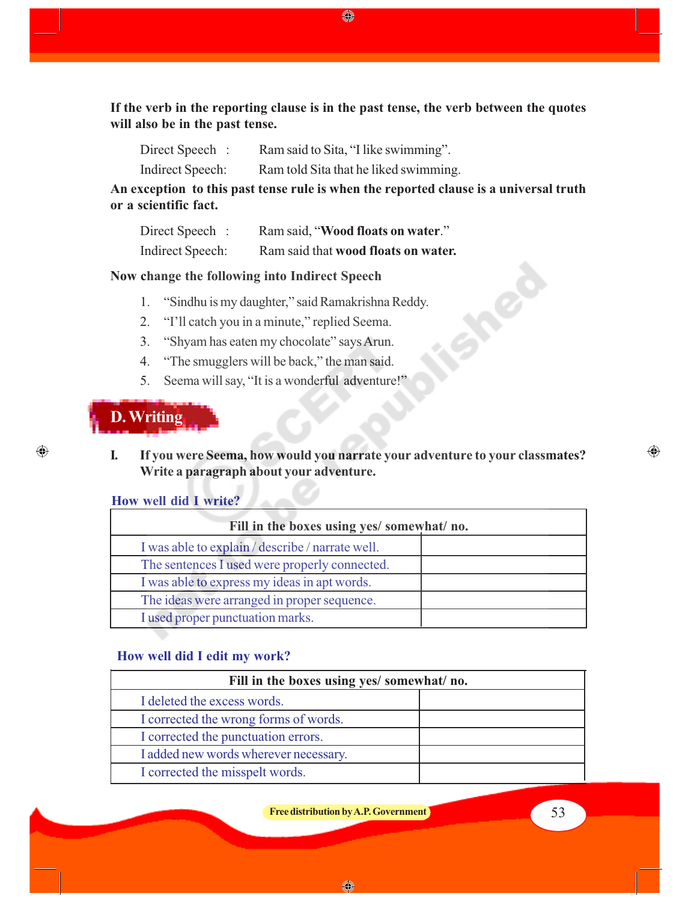**If the verb in the reporting clause is in the past tense, the verb between the quotes will also be in the past tense.**

Direct Speech : Ram said to Sita, "I like swimming".

Indirect Speech: Ram told Sita that he liked swimming.

**An exception to this past tense rule is when the reported clause is a universal truth or a scientific fact.**

Direct Speech : Ram said, "**Wood floats on water**."

Indirect Speech: Ram said that **wood floats on water.**

**Now change the following into Indirect Speech**

1. "Sindhu is my daughter," said Ramakrishna Reddy.
2. "I'll catch you in a minute," replied Seema.
3. "Shyam has eaten my chocolate" says Arun.
4. "The smugglers will be back," the man said.
5. Seema will say, "It is a wonderful adventure!"

## D. Writing

**I. If you were Seema, how would you narrate your adventure to your classmates? Write a paragraph about your adventure.**

### How well did I write?

| Fill in the boxes using yes/ somewhat/ no. | |
|---|---|
| I was able to explain / describe / narrate well. | |
| The sentences I used were properly connected. | |
| I was able to express my ideas in apt words. | |
| The ideas were arranged in proper sequence. | |
| I used proper punctuation marks. | |

### How well did I edit my work?

| Fill in the boxes using yes/ somewhat/ no. | |
|---|---|
| I deleted the excess words. | |
| I corrected the wrong forms of words. | |
| I corrected the punctuation errors. | |
| I added new words wherever necessary. | |
| I corrected the misspelt words. | |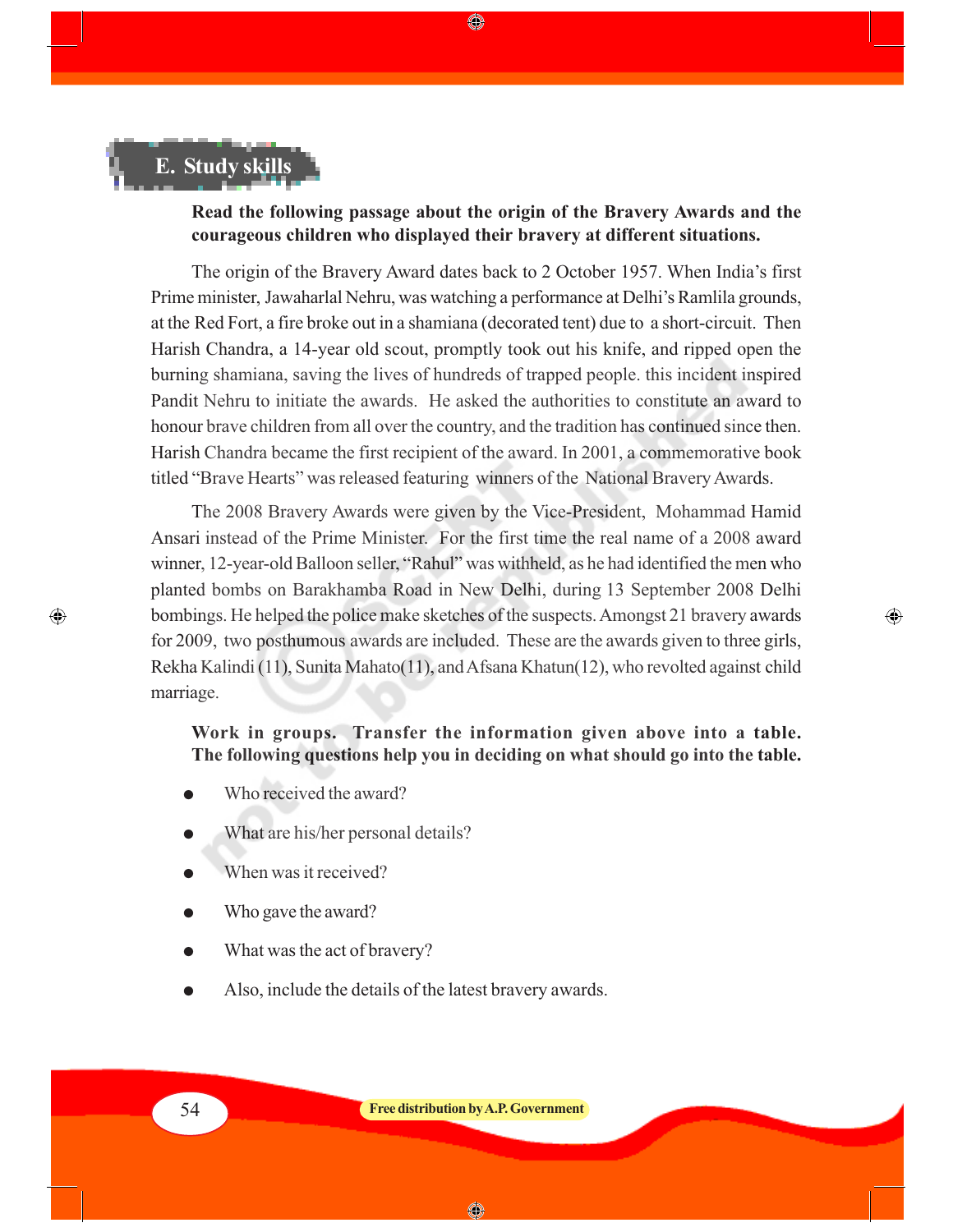## E. Study skills

**Read the following passage about the origin of the Bravery Awards and the courageous children who displayed their bravery at different situations.**

The origin of the Bravery Award dates back to 2 October 1957. When India's first Prime minister, Jawaharlal Nehru, was watching a performance at Delhi's Ramlila grounds, at the Red Fort, a fire broke out in a shamiana (decorated tent) due to a short-circuit. Then Harish Chandra, a 14-year old scout, promptly took out his knife, and ripped open the burning shamiana, saving the lives of hundreds of trapped people. this incident inspired Pandit Nehru to initiate the awards. He asked the authorities to constitute an award to honour brave children from all over the country, and the tradition has continued since then. Harish Chandra became the first recipient of the award. In 2001, a commemorative book titled "Brave Hearts" was released featuring winners of the National Bravery Awards.

The 2008 Bravery Awards were given by the Vice-President, Mohammad Hamid Ansari instead of the Prime Minister. For the first time the real name of a 2008 award winner, 12-year-old Balloon seller, "Rahul" was withheld, as he had identified the men who planted bombs on Barakhamba Road in New Delhi, during 13 September 2008 Delhi bombings. He helped the police make sketches of the suspects. Amongst 21 bravery awards for 2009, two posthumous awards are included. These are the awards given to three girls, Rekha Kalindi (11), Sunita Mahato(11), and Afsana Khatun(12), who revolted against child marriage.

**Work in groups. Transfer the information given above into a table. The following questions help you in deciding on what should go into the table.**

- Who received the award?
- What are his/her personal details?
- When was it received?
- Who gave the award?
- What was the act of bravery?
- Also, include the details of the latest bravery awards.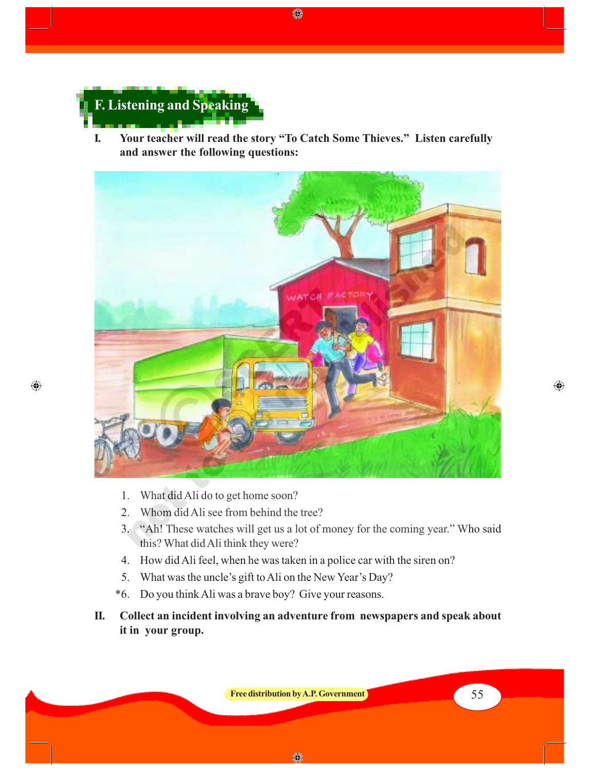## F. Listening and Speaking

**I. Your teacher will read the story "To Catch Some Thieves." Listen carefully and answer the following questions:**

1. What did Ali do to get home soon?
2. Whom did Ali see from behind the tree?
3. "Ah! These watches will get us a lot of money for the coming year." Who said this? What did Ali think they were?
4. How did Ali feel, when he was taken in a police car with the siren on?
5. What was the uncle's gift to Ali on the New Year's Day?

*6. Do you think Ali was a brave boy? Give your reasons.

**II. Collect an incident involving an adventure from newspapers and speak about it in your group.**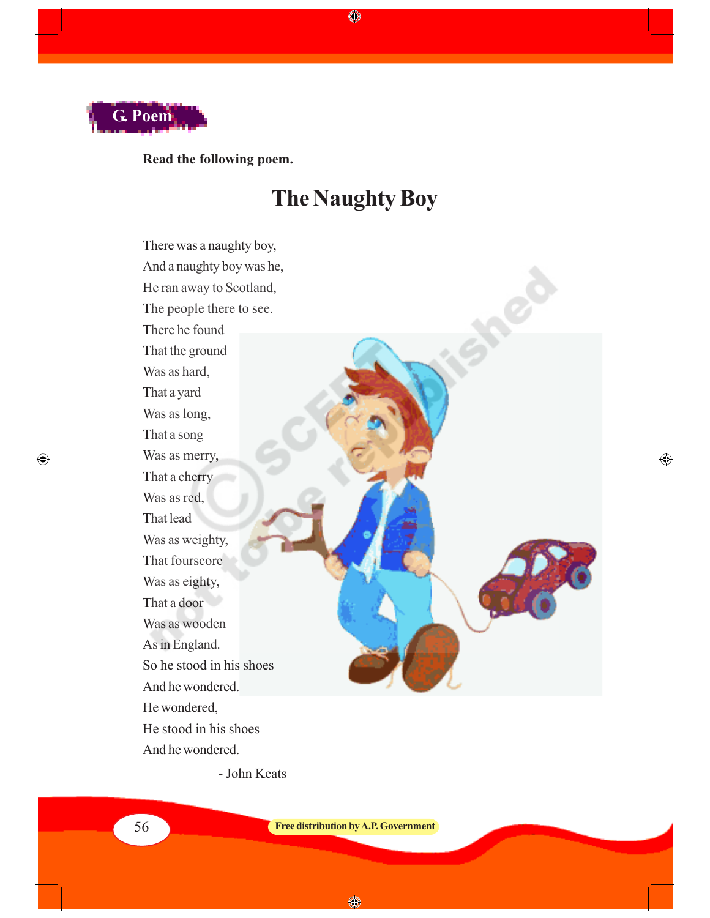## G. Poem

**Read the following poem.**

# The Naughty Boy

There was a naughty boy,
And a naughty boy was he,
He ran away to Scotland,
The people there to see.
There he found
That the ground
Was as hard,
That a yard
Was as long,
That a song
Was as merry,
That a cherry
Was as red,
That lead
Was as weighty,
That fourscore
Was as eighty,
That a door
Was as wooden
As in England.
So he stood in his shoes
And he wondered.
He wondered,
He stood in his shoes
And he wondered.

- John Keats

Free distribution by A.P. Government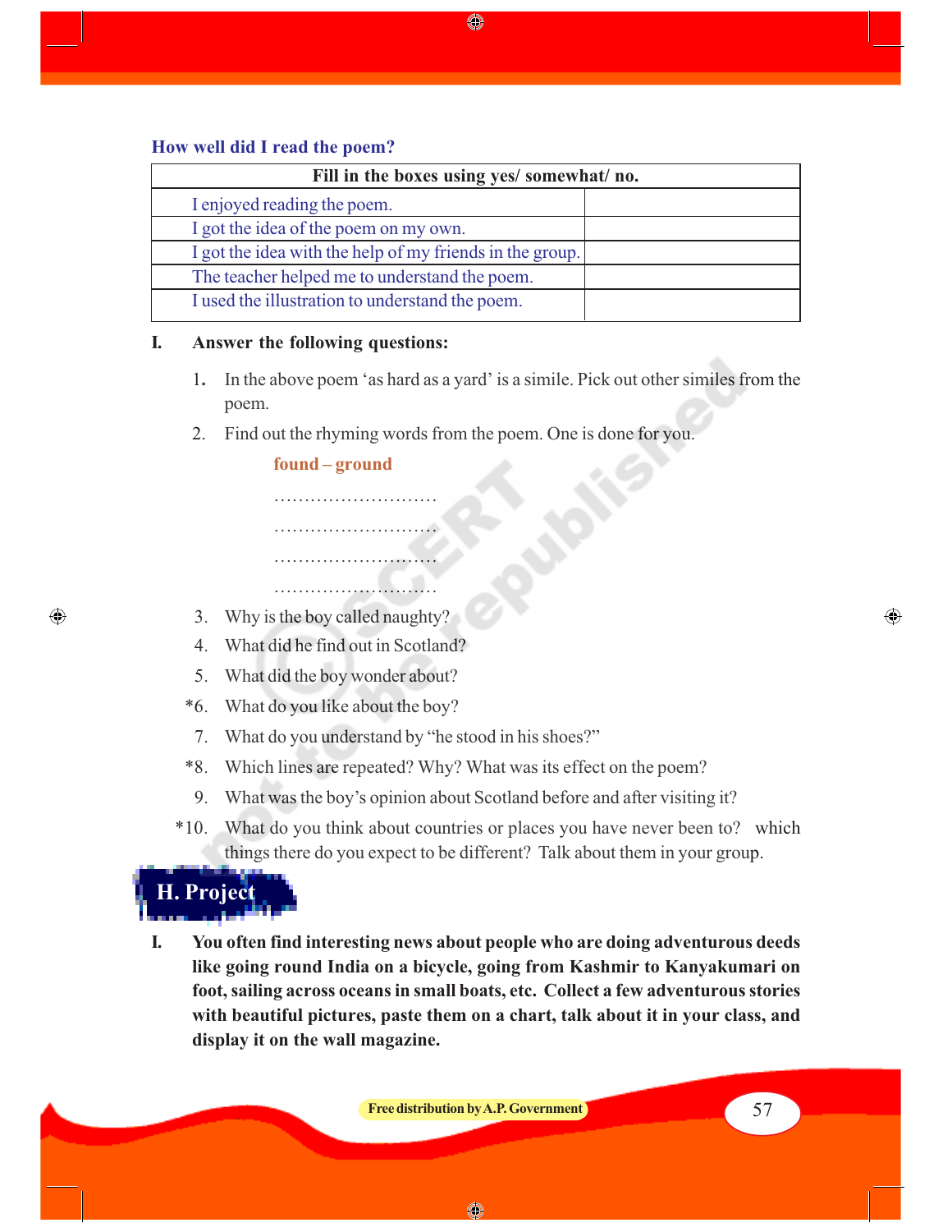### How well did I read the poem?

| Fill in the boxes using yes/ somewhat/ no. | |
|---|---|
| I enjoyed reading the poem. | |
| I got the idea of the poem on my own. | |
| I got the idea with the help of my friends in the group. | |
| The teacher helped me to understand the poem. | |
| I used the illustration to understand the poem. | |

**I. Answer the following questions:**

1. In the above poem 'as hard as a yard' is a simile. Pick out other similes from the poem.
2. Find out the rhyming words from the poem. One is done for you.

   **found – ground**

   ...........................

   ...........................

   ...........................

   ...........................

3. Why is the boy called naughty?
4. What did he find out in Scotland?
5. What did the boy wonder about?

*6. What do you like about the boy?

7. What do you understand by "he stood in his shoes?"

*8. Which lines are repeated? Why? What was its effect on the poem?

9. What was the boy's opinion about Scotland before and after visiting it?

*10. What do you think about countries or places you have never been to? which things there do you expect to be different? Talk about them in your group.

## H. Project

**I. You often find interesting news about people who are doing adventurous deeds like going round India on a bicycle, going from Kashmir to Kanyakumari on foot, sailing across oceans in small boats, etc. Collect a few adventurous stories with beautiful pictures, paste them on a chart, talk about it in your class, and display it on the wall magazine.**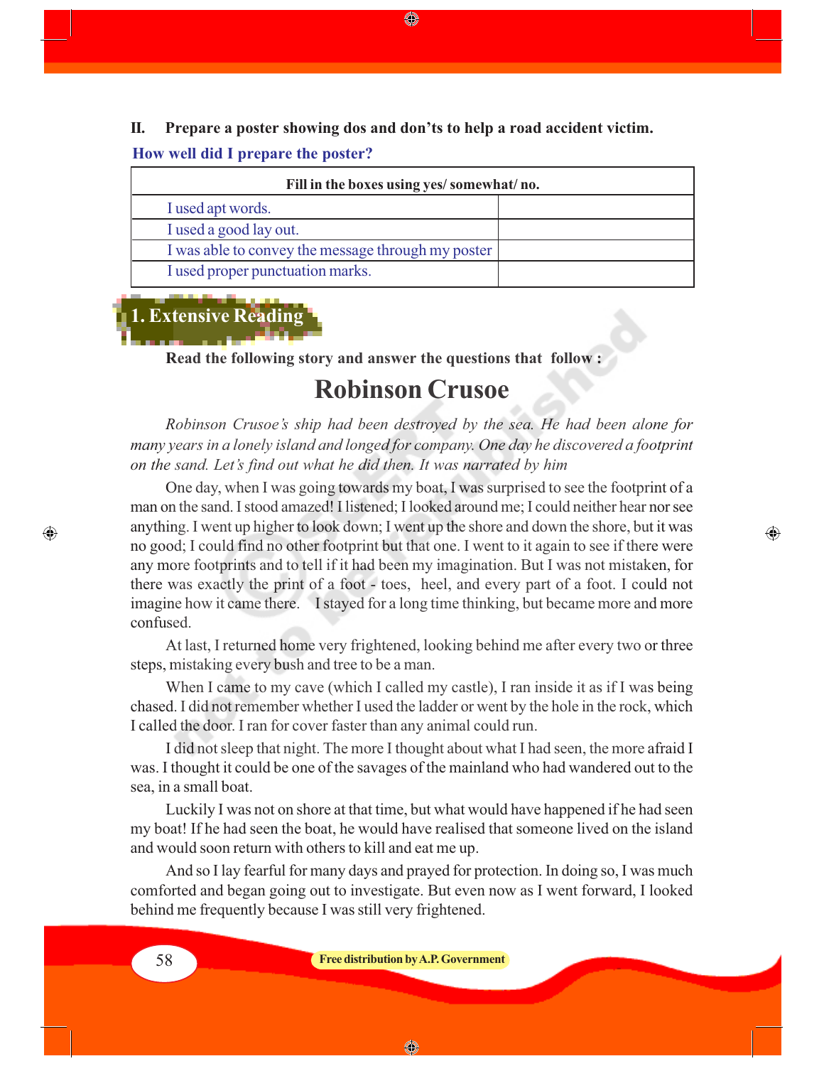**II. Prepare a poster showing dos and don’ts to help a road accident victim.**

**How well did I prepare the poster?**

| Fill in the boxes using yes/ somewhat/ no. | |
|---|---|
| I used apt words. | |
| I used a good lay out. | |
| I was able to convey the message through my poster | |
| I used proper punctuation marks. | |

## 1. Extensive Reading

**Read the following story and answer the questions that follow :**

# Robinson Crusoe

*Robinson Crusoe’s ship had been destroyed by the sea. He had been alone for many years in a lonely island and longed for company. One day he discovered a footprint on the sand. Let’s find out what he did then. It was narrated by him*

One day, when I was going towards my boat, I was surprised to see the footprint of a man on the sand. I stood amazed! I listened; I looked around me; I could neither hear nor see anything. I went up higher to look down; I went up the shore and down the shore, but it was no good; I could find no other footprint but that one. I went to it again to see if there were any more footprints and to tell if it had been my imagination. But I was not mistaken, for there was exactly the print of a foot - toes, heel, and every part of a foot. I could not imagine how it came there. I stayed for a long time thinking, but became more and more confused.

At last, I returned home very frightened, looking behind me after every two or three steps, mistaking every bush and tree to be a man.

When I came to my cave (which I called my castle), I ran inside it as if I was being chased. I did not remember whether I used the ladder or went by the hole in the rock, which I called the door. I ran for cover faster than any animal could run.

I did not sleep that night. The more I thought about what I had seen, the more afraid I was. I thought it could be one of the savages of the mainland who had wandered out to the sea, in a small boat.

Luckily I was not on shore at that time, but what would have happened if he had seen my boat! If he had seen the boat, he would have realised that someone lived on the island and would soon return with others to kill and eat me up.

And so I lay fearful for many days and prayed for protection. In doing so, I was much comforted and began going out to investigate. But even now as I went forward, I looked behind me frequently because I was still very frightened.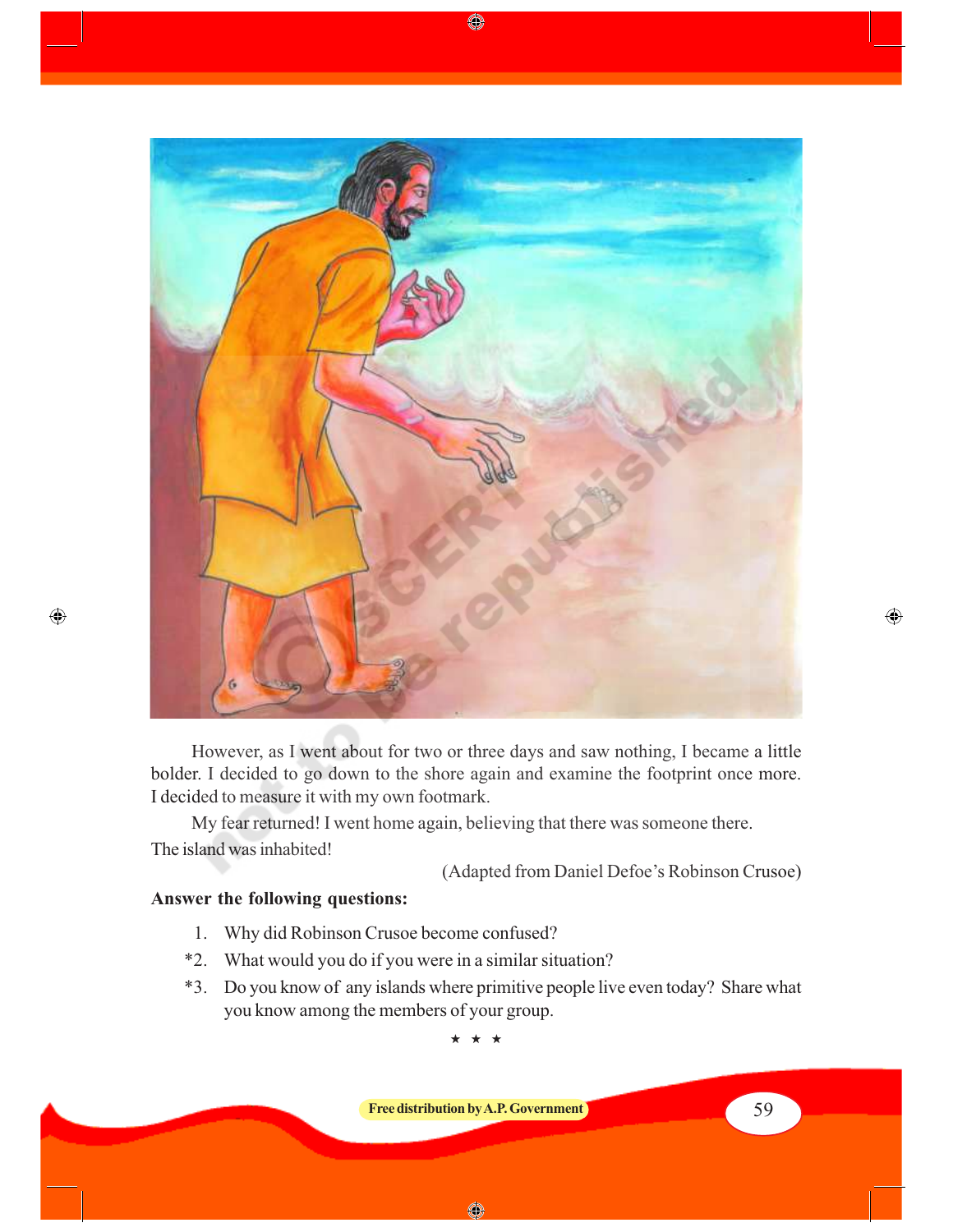However, as I went about for two or three days and saw nothing, I became a little bolder. I decided to go down to the shore again and examine the footprint once more. I decided to measure it with my own footmark.

My fear returned! I went home again, believing that there was someone there. The island was inhabited!

(Adapted from Daniel Defoe's Robinson Crusoe)

**Answer the following questions:**

1. Why did Robinson Crusoe become confused?

*2. What would you do if you were in a similar situation?

*3. Do you know of any islands where primitive people live even today? Share what you know among the members of your group.

★ ★ ★